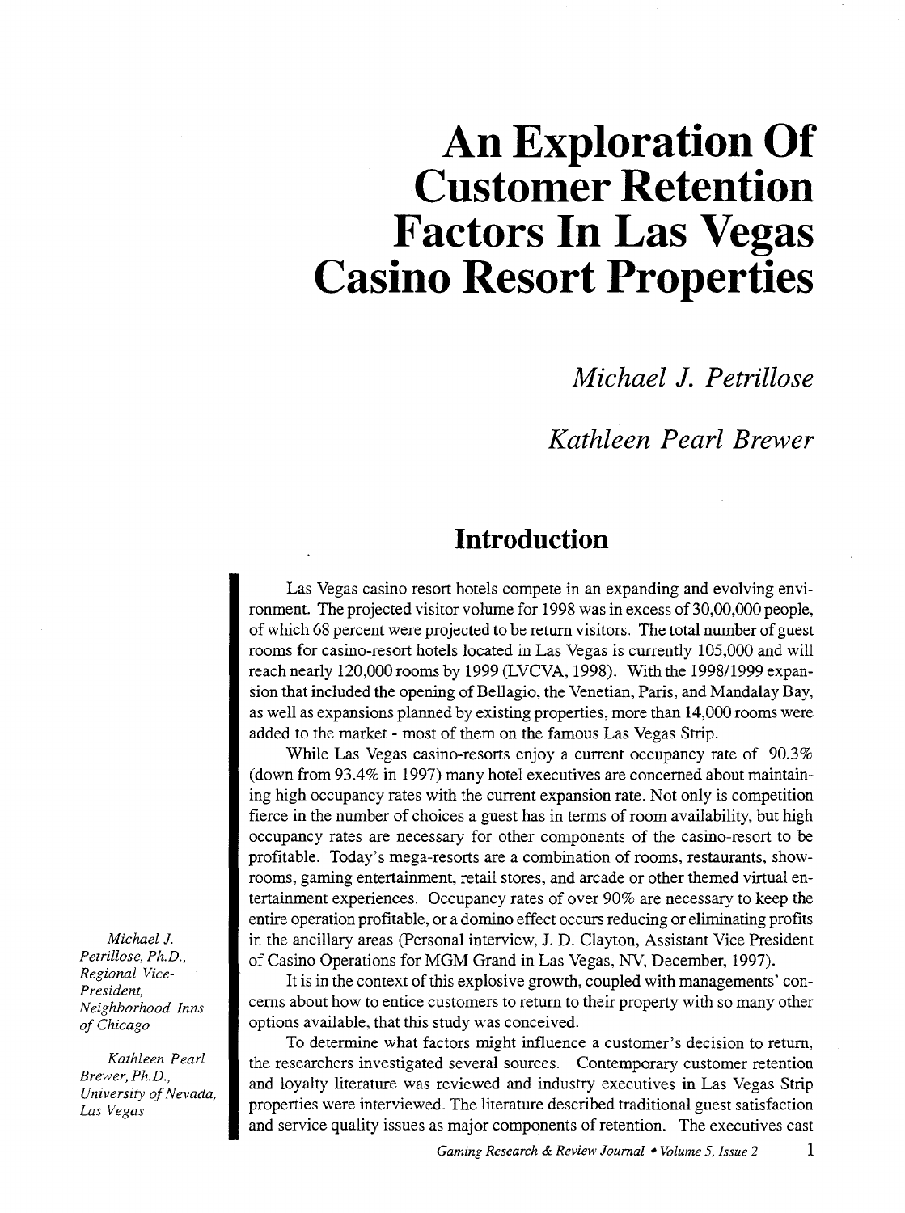# An Exploration Of Customer Retention Factors In Las Vegas Casino Resort Properties

*Michael J. Petrillose*

*Kathleen Pearl Brewer*

*Michael J. Petrillose, Ph.D., Regional Vice-President, Neighborhood Inns of Chicago*

*Kathleen Pearl Brewer, Ph.D., University of Nevada, Las Vegas*

## Introduction

Las Vegas casino resort hotels compete in an expanding and evolving environment. The projected visitor volume for 1998 was in excess of 30,00,000 people, of which 68 percent were projected to be return visitors. The total number of guest rooms for casino-resort hotels located in Las Vegas is currently 105,000 and will reach nearly 120,000 rooms by 1999 (LVCVA, 1998). With the 1998/1999 expansion that included the opening of Bellagio, the Venetian, Paris, and Mandalay Bay, as well as expansions planned by existing properties, more than 14,000 rooms were added to the market - most of them on the famous Las Vegas Strip.

While Las Vegas casino-resorts enjoy a current occupancy rate of 90.3% (down from 93.4% in 1997) many hotel executives are concerned about maintaining high occupancy rates with the current expansion rate. Not only is competition fierce in the number of choices a guest has in terms of room availability, but high occupancy rates are necessary for other components of the casino-resort to be profitable. Today's mega-resorts are a combination of rooms, restaurants, showrooms, gaming entertainment, retail stores, and arcade or other themed virtual entertainment experiences. Occupancy rates of over 90% are necessary to keep the entire operation profitable, or a domino effect occurs reducing or eliminating profits in the ancillary areas (Personal interview, J. D. Clayton, Assistant Vice President of Casino Operations for MGM Grand in Las Vegas, NV, December, 1997).

It is in the context of this explosive growth, coupled with managements' concerns about how to entice customers to return to their property with so many other options available, that this study was conceived.

To determine what factors might influence a customer's decision to return, the researchers investigated several sources. Contemporary customer retention and loyalty literature was reviewed and industry executives in Las Vegas Strip properties were interviewed. The literature described traditional guest satisfaction and service quality issues as major components of retention. The executives cast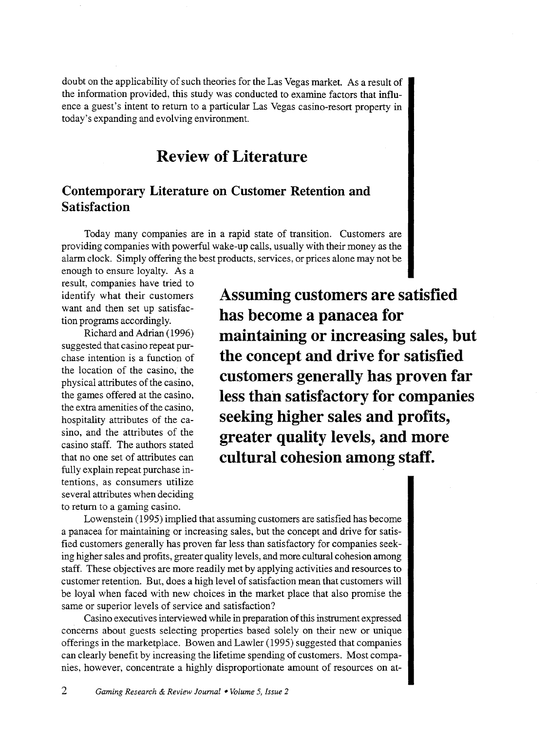doubt on the applicability of such theories for the Las Vegas market. As a result of the information provided, this study was conducted to examine factors that influence a guest's intent to return to a particular Las Vegas casino-resort property in today's expanding and evolving environment.

## Review of Literature

### Contemporary Literature on Customer Retention and Satisfaction

Today many companies are in a rapid state of transition. Customers are providing companies with powerful wake-up calls, usually with their money as the alarm clock. Simply offering the best products, services, or prices alone may not be enough to ensure loyalty. As a result, companies have tried to identify what their customers want and then set up satisfaction programs accordingly.

Richard and Adrian (1996) suggested that casino repeat purchase intention is a function of the location of the casino, the physical attributes of the casino, the games offered at the casino, the extra amenities of the casino, hospitality attributes of the casino, and the attributes of the casino staff. The authors stated that no one set of attributes can fully explain repeat purchase intentions, as consumers utilize several attributes when deciding to return to a gaming casino.

**Assuming customers are satisfied has become a panacea for maintaining or increasing sales, but the concept and drive for satisfied customers generally has proven far less than satisfactory for companies seeking higher sales and profits, greater quality levels, and more cultural cohesion among staff.**

Lowenstein (1995) implied that assuming customers are satisfied has become a panacea for maintaining or increasing sales, but the concept and drive for satisfied customers generally has proven far less than satisfactory for companies seeking higher sales and profits, greater quality levels, and more cultural cohesion among staff. These objectives are more readily met by applying activities and resources to customer retention. But, does a high level of satisfaction mean that customers will be loyal when faced with new choices in the market place that also promise the same or superior levels of service and satisfaction?

Casino executives interviewed while in preparation of this instrument expressed concerns about guests selecting properties based solely on their new or unique offerings in the marketplace. Bowen and Lawler (1995) suggested that companies can clearly benefit by increasing the lifetime spending of customers. Most companies, however, concentrate a highly disproportionate amount of resources on at-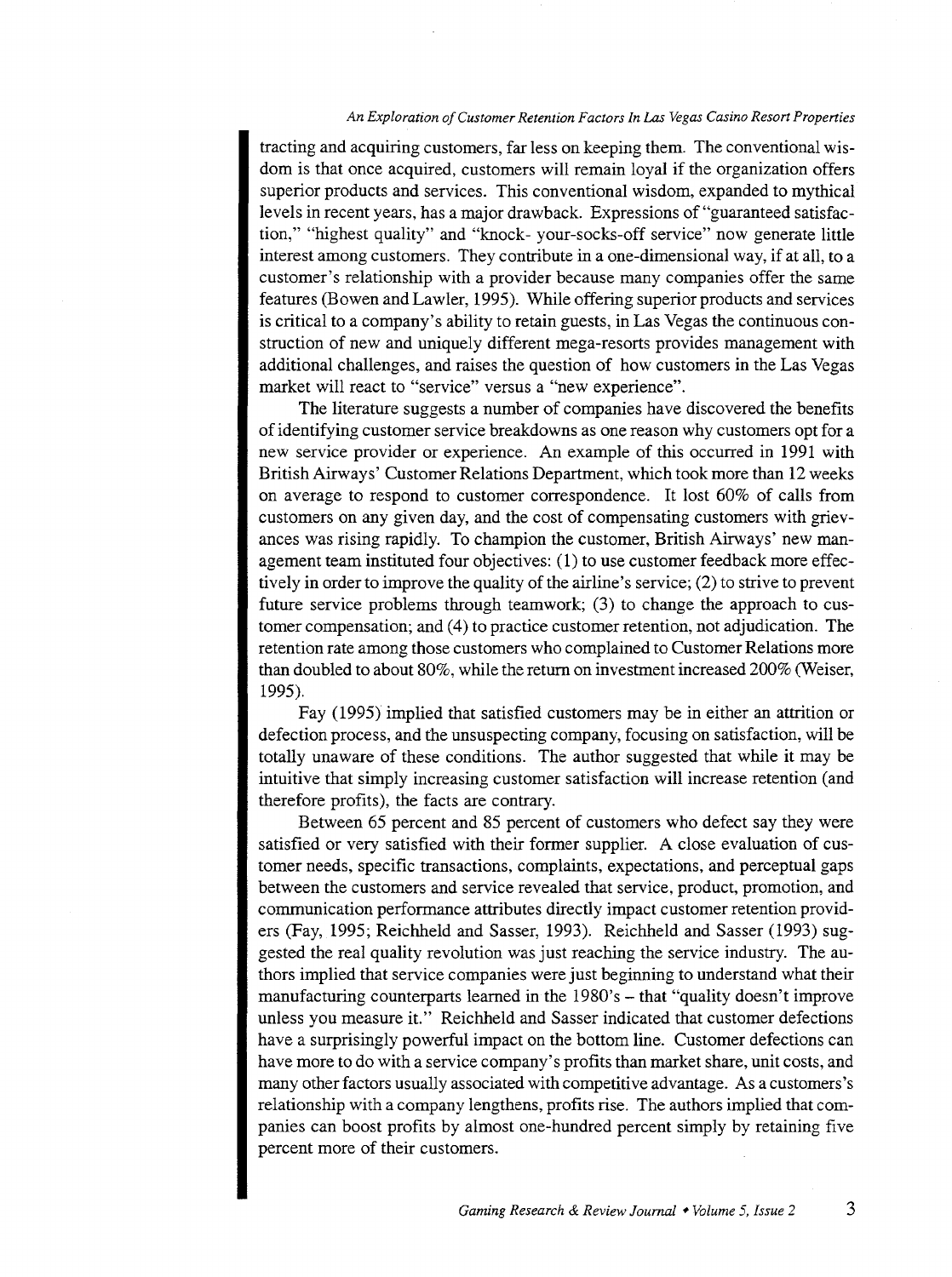tracting and acquiring customers, far less on keeping them. The conventional wisdom is that once acquired, customers will remain loyal if the organization offers superior products and services. This conventional wisdom, expanded to mythical levels in recent years, has a major drawback. Expressions of "guaranteed satisfaction," "highest quality" and "knock- your-socks-off service" now generate little interest among customers. They contribute in a one-dimensional way, if at all, to a customer's relationship with a provider because many companies offer the same features (Bowen and Lawler, 1995). While offering superior products and services is critical to a company's ability to retain guests, in Las Vegas the continuous construction of new and uniquely different mega-resorts provides management with additional challenges, and raises the question of how customers in the Las Vegas market will react to "service" versus a "new experience".

The literature suggests a number of companies have discovered the benefits of identifying customer service breakdowns as one reason why customers opt for a new service provider or experience. An example of this occurred in 1991 with British Airways' Customer Relations Department, which took more than 12 weeks on average to respond to customer correspondence. It lost 60% of calls from customers on any given day, and the cost of compensating customers with grievances was rising rapidly. To champion the customer, British Airways' new management team instituted four objectives: (1) to use customer feedback more effectively in order to improve the quality of the airline's service; (2) to strive to prevent future service problems through teamwork; (3) to change the approach to customer compensation; and (4) to practice customer retention, not adjudication. The retention rate among those customers who complained to Customer Relations more than doubled to about 80%, while the return on investment increased 200% (Weiser, 1995).

Fay (1995) implied that satisfied customers may be in either an attrition or defection process, and the unsuspecting company, focusing on satisfaction, will be totally unaware of these conditions. The author suggested that while it may be intuitive that simply increasing customer satisfaction will increase retention (and therefore profits), the facts are contrary.

Between 65 percent and 85 percent of customers who defect say they were satisfied or very satisfied with their former supplier. A close evaluation of customer needs, specific transactions, complaints, expectations, and perceptual gaps between the customers and service revealed that service, product, promotion, and communication performance attributes directly impact customer retention providers (Fay, 1995; Reichheld and Sasser, 1993). Reichheld and Sasser (1993) suggested the real quality revolution was just reaching the service industry. The authors implied that service companies were just beginning to understand what their manufacturing counterparts learned in the 1980's – that "quality doesn't improve unless you measure it." Reichheld and Sasser indicated that customer defections have a surprisingly powerful impact on the bottom line. Customer defections can have more to do with a service company's profits than market share, unit costs, and many other factors usually associated with competitive advantage. As a customers's relationship with a company lengthens, profits rise. The authors implied that companies can boost profits by almost one-hundred percent simply by retaining five percent more of their customers.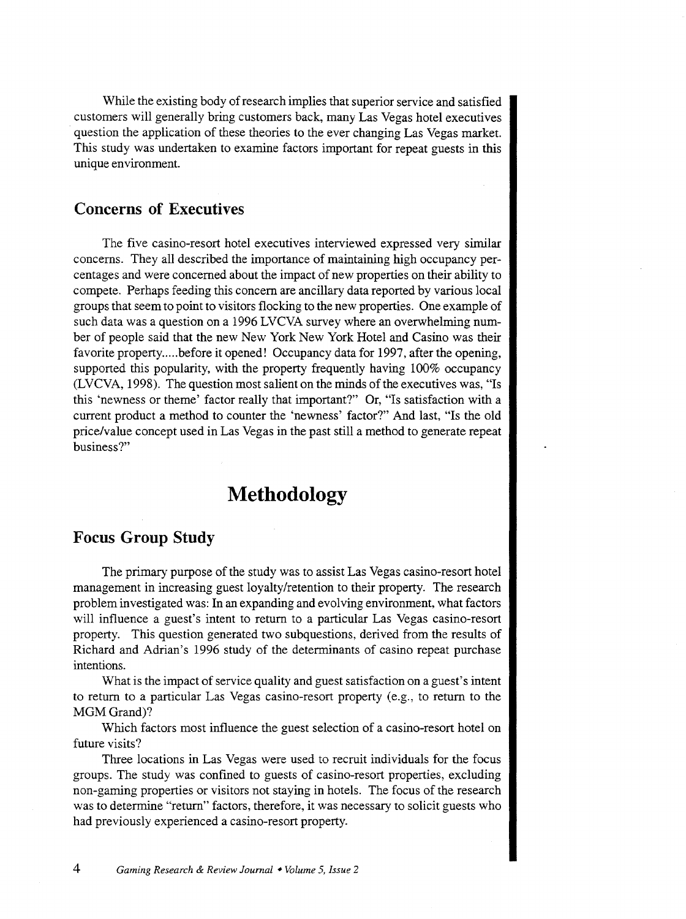While the existing body of research implies that superior service and satisfied customers will generally bring customers back, many Las Vegas hotel executives question the application of these theories to the ever changing Las Vegas market. This study was undertaken to examine factors important for repeat guests in this unique environment.

## Concerns of Executives

The five casino-resort hotel executives interviewed expressed very similar concerns. They all described the importance of maintaining high occupancy percentages and were concerned about the impact of new properties on their ability to compete. Perhaps feeding this concern are ancillary data reported by various local groups that seem to point to visitors flocking to the new properties. One example of such data was a question on a 1996 LVCVA survey where an overwhelming number of people said that the new New York New York Hotel and Casino was their favorite property.....before it opened! Occupancy data for 1997, after the opening, supported this popularity, with the property frequently having 100% occupancy (LVCVA, 1998). The question most salient on the minds of the executives was, "Is this 'newness or theme' factor really that important?" Or, "Is satisfaction with a current product a method to counter the 'newness' factor?" And last, "Is the old price/value concept used in Las Vegas in the past still a method to generate repeat business?"

# Methodology

## Focus Group Study

The primary purpose of the study was to assist Las Vegas casino-resort hotel management in increasing guest loyalty/retention to their property. The research problem investigated was: In an expanding and evolving environment, what factors will influence a guest's intent to return to a particular Las Vegas casino-resort property. This question generated two subquestions, derived from the results of Richard and Adrian's 1996 study of the determinants of casino repeat purchase intentions.

What is the impact of service quality and guest satisfaction on a guest's intent to return to a particular Las Vegas casino-resort property (e.g., to return to the MGM Grand)?

Which factors most influence the guest selection of a casino-resort hotel on future visits?

Three locations in Las Vegas were used to recruit individuals for the focus groups. The study was confined to guests of casino-resort properties, excluding non-gaming properties or visitors not staying in hotels. The focus of the research was to determine "return" factors, therefore, it was necessary to solicit guests who had previously experienced a casino-resort property.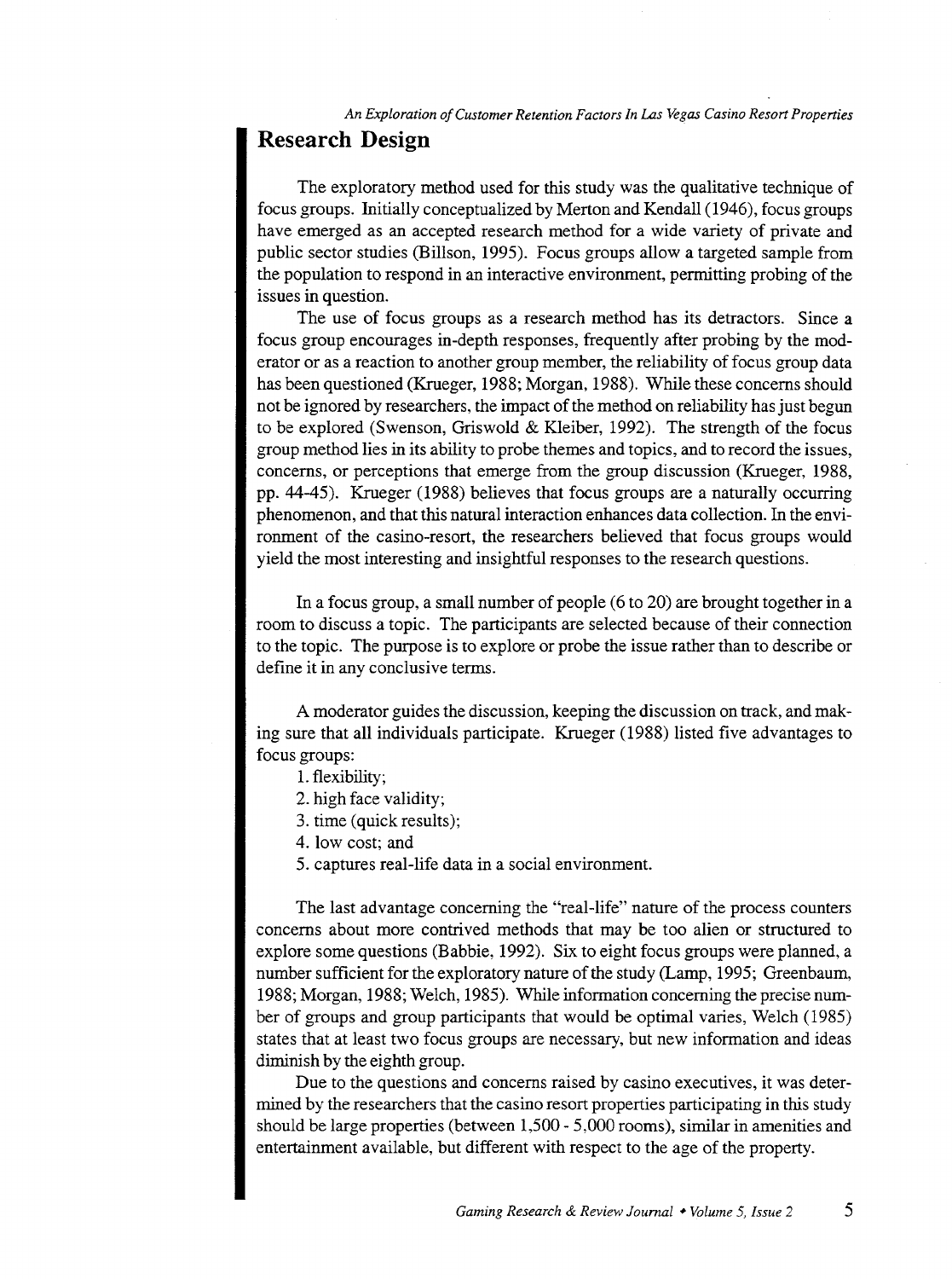## Research Design

The exploratory method used for this study was the qualitative technique of focus groups. Initially conceptualized by Merton and Kendall (1946), focus groups have emerged as an accepted research method for a wide variety of private and public sector studies (Billson, 1995). Focus groups allow a targeted sample from the population to respond in an interactive environment, permitting probing of the issues in question.

The use of focus groups as a research method has its detractors. Since a focus group encourages in-depth responses, frequently after probing by the moderator or as a reaction to another group member, the reliability of focus group data has been questioned (Krueger, 1988; Morgan, 1988). While these concerns should not be ignored by researchers, the impact of the method on reliability has just begun to be explored (Swenson, Griswold & Kleiber, 1992). The strength of the focus group method lies in its ability to probe themes and topics, and to record the issues, concerns, or perceptions that emerge from the group discussion (Krueger, 1988, pp. 44-45). Krueger (1988) believes that focus groups are a naturally occurring phenomenon, and that this natural interaction enhances data collection. In the environment of the casino-resort, the researchers believed that focus groups would yield the most interesting and insightful responses to the research questions.

In a focus group, a small number of people (6 to 20) are brought together in a room to discuss a topic. The participants are selected because of their connection to the topic. The purpose is to explore or probe the issue rather than to describe or define it in any conclusive terms.

A moderator guides the discussion, keeping the discussion on track, and making sure that all individuals participate. Krueger (1988) listed five advantages to focus groups:

1. flexibility;
2. high face validity;
3. time (quick results);
4. low cost; and
5. captures real-life data in a social environment.

The last advantage concerning the "real-life" nature of the process counters concerns about more contrived methods that may be too alien or structured to explore some questions (Babbie, 1992). Six to eight focus groups were planned, a number sufficient for the exploratory nature of the study (Lamp, 1995; Greenbaum, 1988; Morgan, 1988; Welch, 1985). While information concerning the precise number of groups and group participants that would be optimal varies, Welch (1985) states that at least two focus groups are necessary, but new information and ideas diminish by the eighth group.

Due to the questions and concerns raised by casino executives, it was determined by the researchers that the casino resort properties participating in this study should be large properties (between 1,500 - 5,000 rooms), similar in amenities and entertainment available, but different with respect to the age of the property.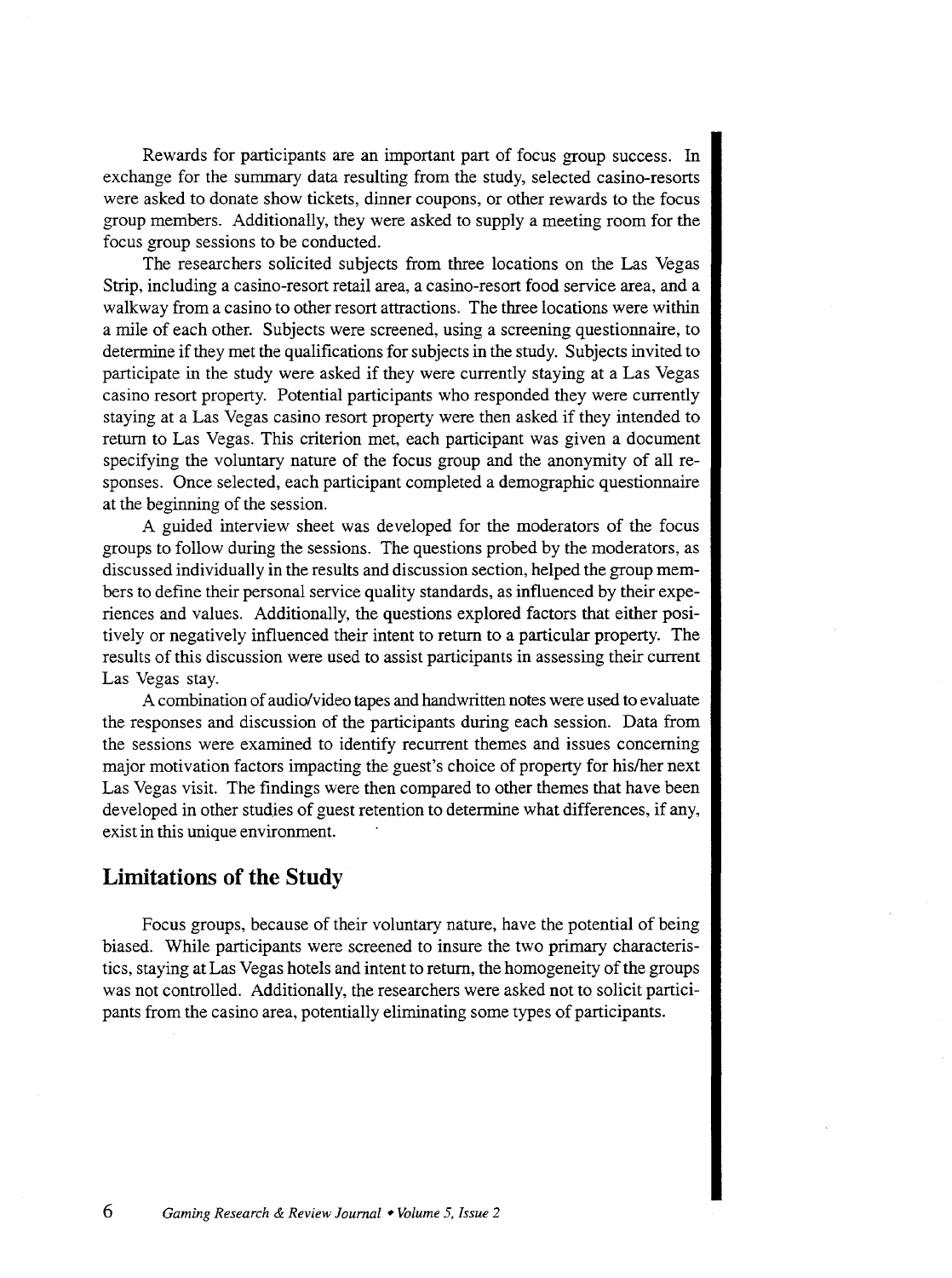Rewards for participants are an important part of focus group success. In exchange for the summary data resulting from the study, selected casino-resorts were asked to donate show tickets, dinner coupons, or other rewards to the focus group members. Additionally, they were asked to supply a meeting room for the focus group sessions to be conducted.

The researchers solicited subjects from three locations on the Las Vegas Strip, including a casino-resort retail area, a casino-resort food service area, and a walkway from a casino to other resort attractions. The three locations were within a mile of each other. Subjects were screened, using a screening questionnaire, to determine if they met the qualifications for subjects in the study. Subjects invited to participate in the study were asked if they were currently staying at a Las Vegas casino resort property. Potential participants who responded they were currently staying at a Las Vegas casino resort property were then asked if they intended to return to Las Vegas. This criterion met, each participant was given a document specifying the voluntary nature of the focus group and the anonymity of all responses. Once selected, each participant completed a demographic questionnaire at the beginning of the session.

A guided interview sheet was developed for the moderators of the focus groups to follow during the sessions. The questions probed by the moderators, as discussed individually in the results and discussion section, helped the group members to define their personal service quality standards, as influenced by their experiences and values. Additionally, the questions explored factors that either positively or negatively influenced their intent to return to a particular property. The results of this discussion were used to assist participants in assessing their current Las Vegas stay.

A combination of audio/video tapes and handwritten notes were used to evaluate the responses and discussion of the participants during each session. Data from the sessions were examined to identify recurrent themes and issues concerning major motivation factors impacting the guest's choice of property for his/her next Las Vegas visit. The findings were then compared to other themes that have been developed in other studies of guest retention to determine what differences, if any, exist in this unique environment.

## Limitations of the Study

Focus groups, because of their voluntary nature, have the potential of being biased. While participants were screened to insure the two primary characteristics, staying at Las Vegas hotels and intent to return, the homogeneity of the groups was not controlled. Additionally, the researchers were asked not to solicit participants from the casino area, potentially eliminating some types of participants.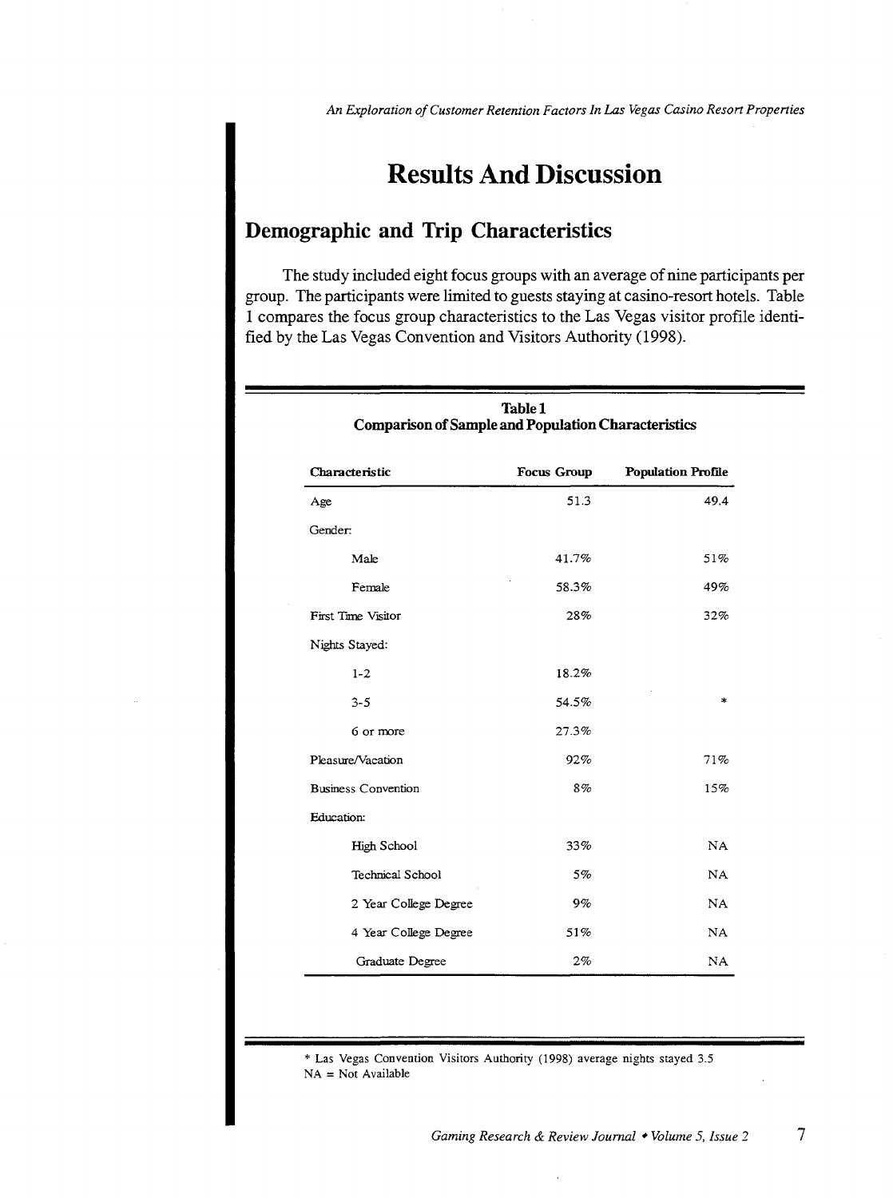# Results And Discussion

## Demographic and Trip Characteristics

The study included eight focus groups with an average of nine participants per group. The participants were limited to guests staying at casino-resort hotels. Table 1 compares the focus group characteristics to the Las Vegas visitor profile identified by the Las Vegas Convention and Visitors Authority (1998).

**Table 1**
**Comparison of Sample and Population Characteristics**

| Characteristic | Focus Group | Population Profile |
|---|---|---|
| Age | 51.3 | 49.4 |
| Gender: | | |
| Male | 41.7% | 51% |
| Female | 58.3% | 49% |
| First Time Visitor | 28% | 32% |
| Nights Stayed: | | |
| 1-2 | 18.2% | |
| 3-5 | 54.5% | * |
| 6 or more | 27.3% | |
| Pleasure/Vacation | 92% | 71% |
| Business Convention | 8% | 15% |
| Education: | | |
| High School | 33% | NA |
| Technical School | 5% | NA |
| 2 Year College Degree | 9% | NA |
| 4 Year College Degree | 51% | NA |
| Graduate Degree | 2% | NA |

* Las Vegas Convention Visitors Authority (1998) average nights stayed 3.5
NA = Not Available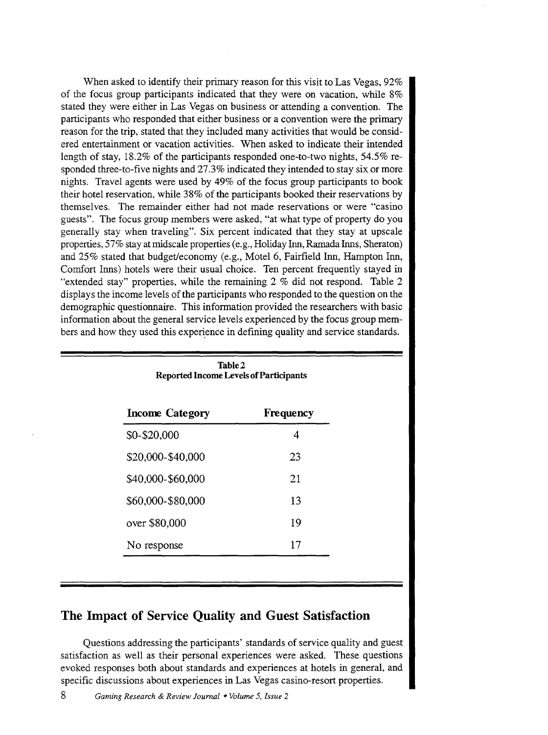When asked to identify their primary reason for this visit to Las Vegas, 92% of the focus group participants indicated that they were on vacation, while 8% stated they were either in Las Vegas on business or attending a convention. The participants who responded that either business or a convention were the primary reason for the trip, stated that they included many activities that would be considered entertainment or vacation activities. When asked to indicate their intended length of stay, 18.2% of the participants responded one-to-two nights, 54.5% responded three-to-five nights and 27.3% indicated they intended to stay six or more nights. Travel agents were used by 49% of the focus group participants to book their hotel reservation, while 38% of the participants booked their reservations by themselves. The remainder either had not made reservations or were "casino guests". The focus group members were asked, "at what type of property do you generally stay when traveling". Six percent indicated that they stay at upscale properties, 57% stay at midscale properties (e.g., Holiday Inn, Ramada Inns, Sheraton) and 25% stated that budget/economy (e.g., Motel 6, Fairfield Inn, Hampton Inn, Comfort Inns) hotels were their usual choice. Ten percent frequently stayed in "extended stay" properties, while the remaining 2 % did not respond. Table 2 displays the income levels of the participants who responded to the question on the demographic questionnaire. This information provided the researchers with basic information about the general service levels experienced by the focus group members and how they used this experience in defining quality and service standards.

**Table 2**
**Reported Income Levels of Participants**

| Income Category | Frequency |
|---|---|
| $0-$20,000 | 4 |
| $20,000-$40,000 | 23 |
| $40,000-$60,000 | 21 |
| $60,000-$80,000 | 13 |
| over $80,000 | 19 |
| No response | 17 |

## The Impact of Service Quality and Guest Satisfaction

Questions addressing the participants' standards of service quality and guest satisfaction as well as their personal experiences were asked. These questions evoked responses both about standards and experiences at hotels in general, and specific discussions about experiences in Las Vegas casino-resort properties.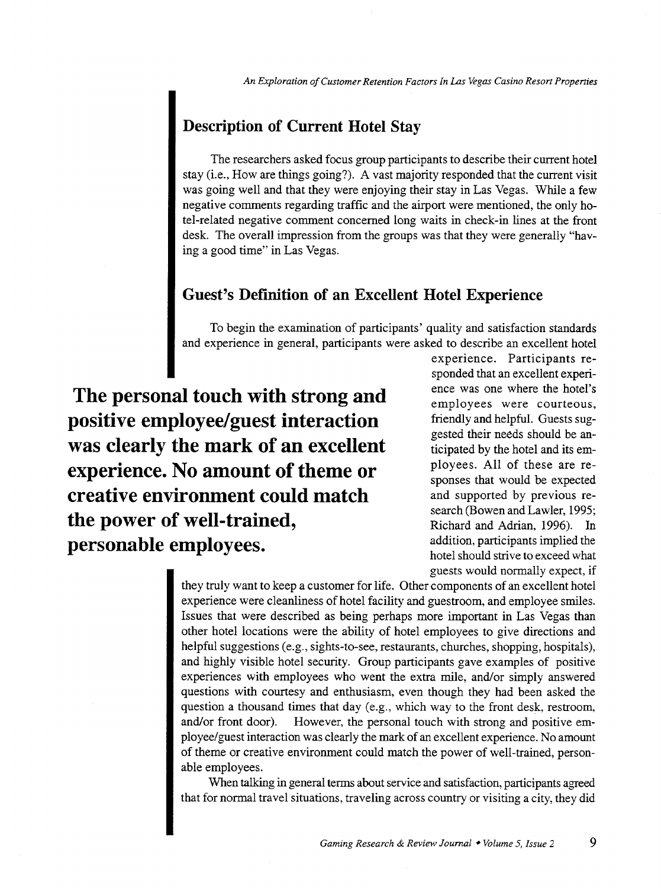## Description of Current Hotel Stay

The researchers asked focus group participants to describe their current hotel stay (i.e., How are things going?). A vast majority responded that the current visit was going well and that they were enjoying their stay in Las Vegas. While a few negative comments regarding traffic and the airport were mentioned, the only hotel-related negative comment concerned long waits in check-in lines at the front desk. The overall impression from the groups was that they were generally "having a good time" in Las Vegas.

## Guest's Definition of an Excellent Hotel Experience

To begin the examination of participants' quality and satisfaction standards and experience in general, participants were asked to describe an excellent hotel experience. Participants responded that an excellent experience was one where the hotel's employees were courteous, friendly and helpful. Guests suggested their needs should be anticipated by the hotel and its employees. All of these are responses that would be expected and supported by previous research (Bowen and Lawler, 1995; Richard and Adrian, 1996). In addition, participants implied the hotel should strive to exceed what guests would normally expect, if they truly want to keep a customer for life. Other components of an excellent hotel experience were cleanliness of hotel facility and guestroom, and employee smiles. Issues that were described as being perhaps more important in Las Vegas than other hotel locations were the ability of hotel employees to give directions and helpful suggestions (e.g., sights-to-see, restaurants, churches, shopping, hospitals), and highly visible hotel security. Group participants gave examples of positive experiences with employees who went the extra mile, and/or simply answered questions with courtesy and enthusiasm, even though they had been asked the question a thousand times that day (e.g., which way to the front desk, restroom, and/or front door). However, the personal touch with strong and positive employee/guest interaction was clearly the mark of an excellent experience. No amount of theme or creative environment could match the power of well-trained, personable employees.

**The personal touch with strong and positive employee/guest interaction was clearly the mark of an excellent experience. No amount of theme or creative environment could match the power of well-trained, personable employees.**

When talking in general terms about service and satisfaction, participants agreed that for normal travel situations, traveling across country or visiting a city, they did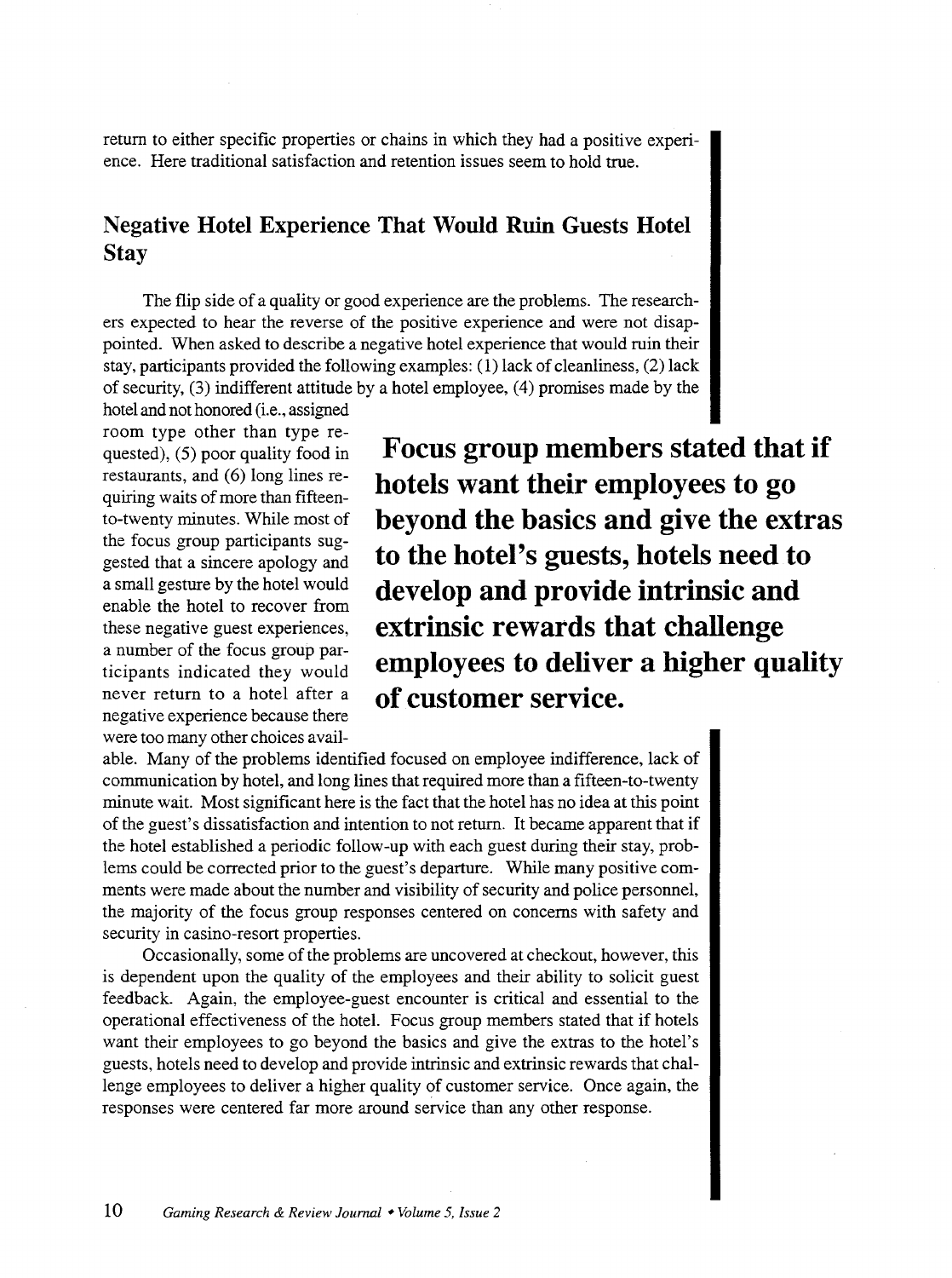return to either specific properties or chains in which they had a positive experience. Here traditional satisfaction and retention issues seem to hold true.

## Negative Hotel Experience That Would Ruin Guests Hotel Stay

The flip side of a quality or good experience are the problems. The researchers expected to hear the reverse of the positive experience and were not disappointed. When asked to describe a negative hotel experience that would ruin their stay, participants provided the following examples: (1) lack of cleanliness, (2) lack of security, (3) indifferent attitude by a hotel employee, (4) promises made by the hotel and not honored (i.e., assigned room type other than type requested), (5) poor quality food in restaurants, and (6) long lines requiring waits of more than fifteen-to-twenty minutes. While most of the focus group participants suggested that a sincere apology and a small gesture by the hotel would enable the hotel to recover from these negative guest experiences, a number of the focus group participants indicated they would never return to a hotel after a negative experience because there were too many other choices available. Many of the problems identified focused on employee indifference, lack of communication by hotel, and long lines that required more than a fifteen-to-twenty minute wait. Most significant here is the fact that the hotel has no idea at this point of the guest's dissatisfaction and intention to not return. It became apparent that if the hotel established a periodic follow-up with each guest during their stay, problems could be corrected prior to the guest's departure. While many positive comments were made about the number and visibility of security and police personnel, the majority of the focus group responses centered on concerns with safety and security in casino-resort properties.

**Focus group members stated that if hotels want their employees to go beyond the basics and give the extras to the hotel's guests, hotels need to develop and provide intrinsic and extrinsic rewards that challenge employees to deliver a higher quality of customer service.**

Occasionally, some of the problems are uncovered at checkout, however, this is dependent upon the quality of the employees and their ability to solicit guest feedback. Again, the employee-guest encounter is critical and essential to the operational effectiveness of the hotel. Focus group members stated that if hotels want their employees to go beyond the basics and give the extras to the hotel's guests, hotels need to develop and provide intrinsic and extrinsic rewards that challenge employees to deliver a higher quality of customer service. Once again, the responses were centered far more around service than any other response.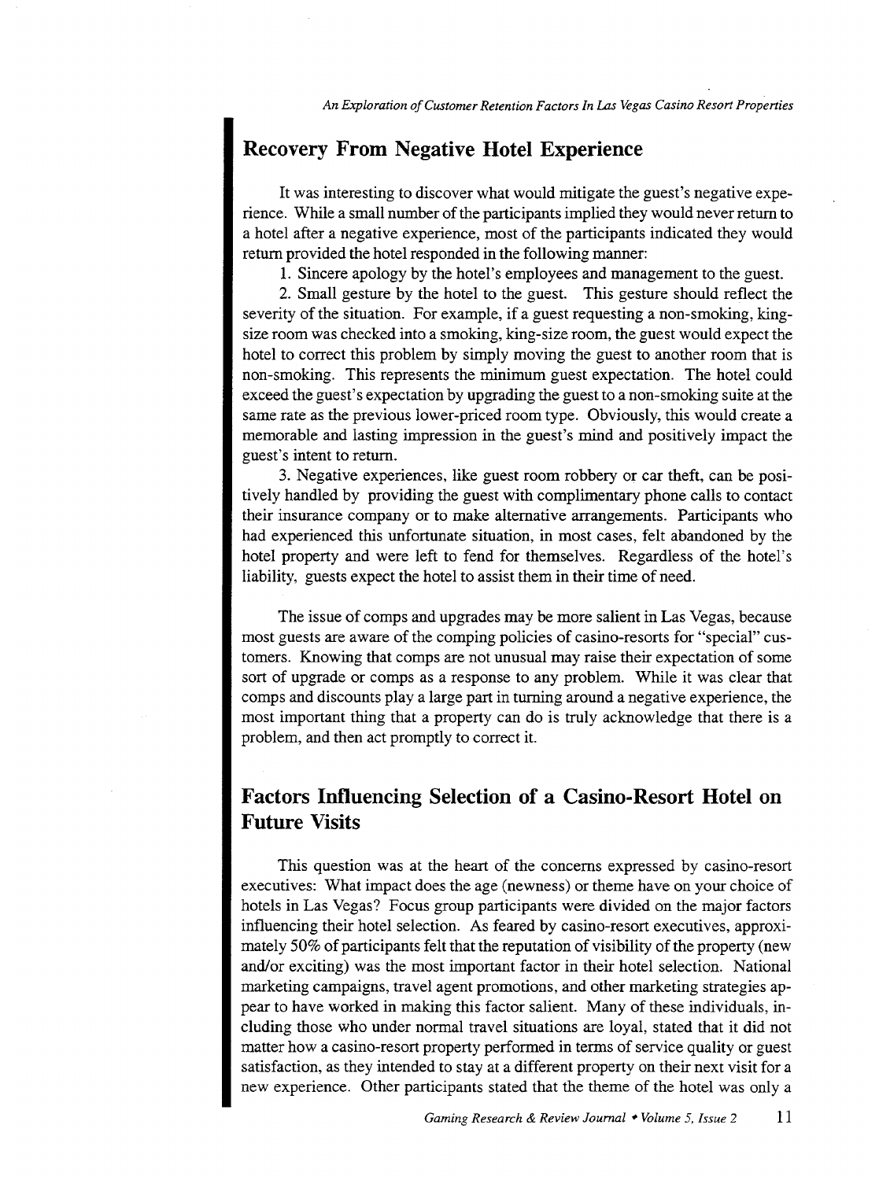## Recovery From Negative Hotel Experience

It was interesting to discover what would mitigate the guest's negative experience. While a small number of the participants implied they would never return to a hotel after a negative experience, most of the participants indicated they would return provided the hotel responded in the following manner:

1. Sincere apology by the hotel's employees and management to the guest.

2. Small gesture by the hotel to the guest. This gesture should reflect the severity of the situation. For example, if a guest requesting a non-smoking, king-size room was checked into a smoking, king-size room, the guest would expect the hotel to correct this problem by simply moving the guest to another room that is non-smoking. This represents the minimum guest expectation. The hotel could exceed the guest's expectation by upgrading the guest to a non-smoking suite at the same rate as the previous lower-priced room type. Obviously, this would create a memorable and lasting impression in the guest's mind and positively impact the guest's intent to return.

3. Negative experiences, like guest room robbery or car theft, can be positively handled by providing the guest with complimentary phone calls to contact their insurance company or to make alternative arrangements. Participants who had experienced this unfortunate situation, in most cases, felt abandoned by the hotel property and were left to fend for themselves. Regardless of the hotel's liability, guests expect the hotel to assist them in their time of need.

The issue of comps and upgrades may be more salient in Las Vegas, because most guests are aware of the comping policies of casino-resorts for "special" customers. Knowing that comps are not unusual may raise their expectation of some sort of upgrade or comps as a response to any problem. While it was clear that comps and discounts play a large part in turning around a negative experience, the most important thing that a property can do is truly acknowledge that there is a problem, and then act promptly to correct it.

## Factors Influencing Selection of a Casino-Resort Hotel on Future Visits

This question was at the heart of the concerns expressed by casino-resort executives: What impact does the age (newness) or theme have on your choice of hotels in Las Vegas? Focus group participants were divided on the major factors influencing their hotel selection. As feared by casino-resort executives, approximately 50% of participants felt that the reputation of visibility of the property (new and/or exciting) was the most important factor in their hotel selection. National marketing campaigns, travel agent promotions, and other marketing strategies appear to have worked in making this factor salient. Many of these individuals, including those who under normal travel situations are loyal, stated that it did not matter how a casino-resort property performed in terms of service quality or guest satisfaction, as they intended to stay at a different property on their next visit for a new experience. Other participants stated that the theme of the hotel was only a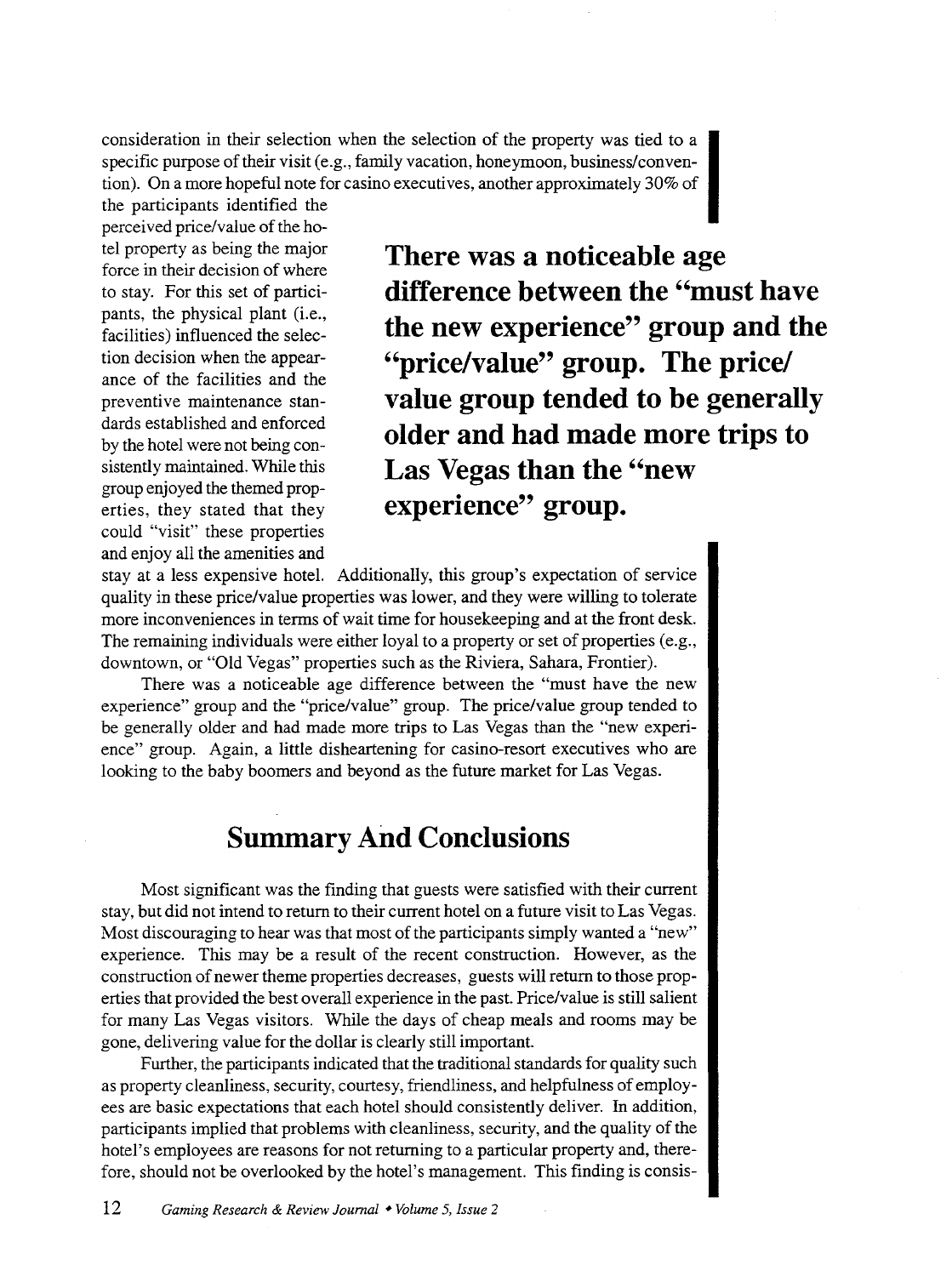consideration in their selection when the selection of the property was tied to a specific purpose of their visit (e.g., family vacation, honeymoon, business/convention). On a more hopeful note for casino executives, another approximately 30% of the participants identified the perceived price/value of the hotel property as being the major force in their decision of where to stay. For this set of participants, the physical plant (i.e., facilities) influenced the selection decision when the appearance of the facilities and the preventive maintenance standards established and enforced by the hotel were not being consistently maintained. While this group enjoyed the themed properties, they stated that they could "visit" these properties and enjoy all the amenities and stay at a less expensive hotel. Additionally, this group's expectation of service quality in these price/value properties was lower, and they were willing to tolerate more inconveniences in terms of wait time for housekeeping and at the front desk. The remaining individuals were either loyal to a property or set of properties (e.g., downtown, or "Old Vegas" properties such as the Riviera, Sahara, Frontier).

**There was a noticeable age difference between the "must have the new experience" group and the "price/value" group. The price/value group tended to be generally older and had made more trips to Las Vegas than the "new experience" group.**

There was a noticeable age difference between the "must have the new experience" group and the "price/value" group. The price/value group tended to be generally older and had made more trips to Las Vegas than the "new experience" group. Again, a little disheartening for casino-resort executives who are looking to the baby boomers and beyond as the future market for Las Vegas.

## Summary And Conclusions

Most significant was the finding that guests were satisfied with their current stay, but did not intend to return to their current hotel on a future visit to Las Vegas. Most discouraging to hear was that most of the participants simply wanted a "new" experience. This may be a result of the recent construction. However, as the construction of newer theme properties decreases, guests will return to those properties that provided the best overall experience in the past. Price/value is still salient for many Las Vegas visitors. While the days of cheap meals and rooms may be gone, delivering value for the dollar is clearly still important.

Further, the participants indicated that the traditional standards for quality such as property cleanliness, security, courtesy, friendliness, and helpfulness of employees are basic expectations that each hotel should consistently deliver. In addition, participants implied that problems with cleanliness, security, and the quality of the hotel's employees are reasons for not returning to a particular property and, therefore, should not be overlooked by the hotel's management. This finding is consis-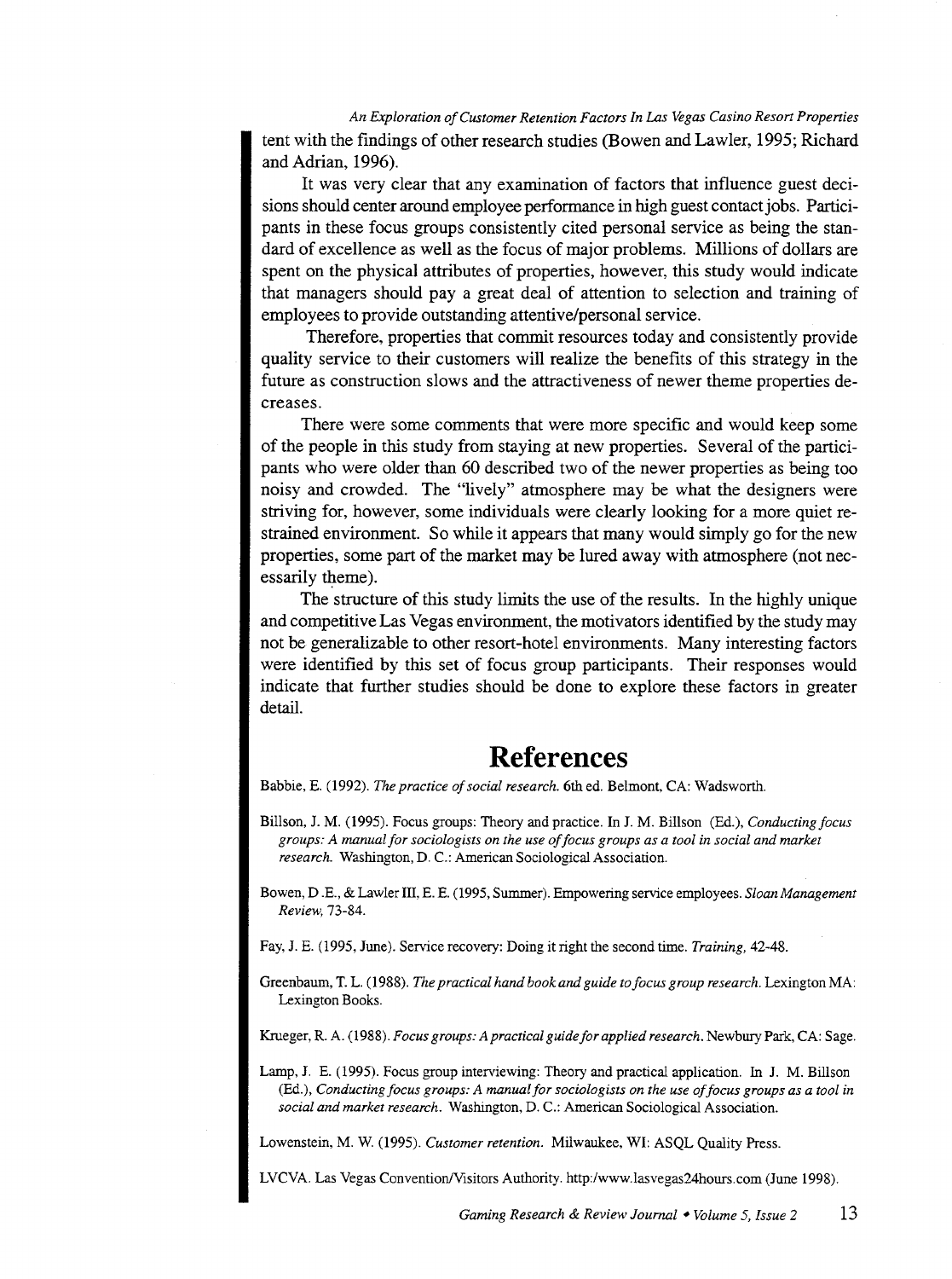tent with the findings of other research studies (Bowen and Lawler, 1995; Richard and Adrian, 1996).

It was very clear that any examination of factors that influence guest decisions should center around employee performance in high guest contact jobs. Participants in these focus groups consistently cited personal service as being the standard of excellence as well as the focus of major problems. Millions of dollars are spent on the physical attributes of properties, however, this study would indicate that managers should pay a great deal of attention to selection and training of employees to provide outstanding attentive/personal service.

Therefore, properties that commit resources today and consistently provide quality service to their customers will realize the benefits of this strategy in the future as construction slows and the attractiveness of newer theme properties decreases.

There were some comments that were more specific and would keep some of the people in this study from staying at new properties. Several of the participants who were older than 60 described two of the newer properties as being too noisy and crowded. The "lively" atmosphere may be what the designers were striving for, however, some individuals were clearly looking for a more quiet restrained environment. So while it appears that many would simply go for the new properties, some part of the market may be lured away with atmosphere (not necessarily theme).

The structure of this study limits the use of the results. In the highly unique and competitive Las Vegas environment, the motivators identified by the study may not be generalizable to other resort-hotel environments. Many interesting factors were identified by this set of focus group participants. Their responses would indicate that further studies should be done to explore these factors in greater detail.

# References

Babbie, E. (1992). *The practice of social research.* 6th ed. Belmont, CA: Wadsworth.

Billson, J. M. (1995). Focus groups: Theory and practice. In J. M. Billson (Ed.), *Conducting focus groups: A manual for sociologists on the use of focus groups as a tool in social and market research.* Washington, D. C.: American Sociological Association.

Bowen, D .E., & Lawler III, E. E. (1995, Summer). Empowering service employees. *Sloan Management Review,* 73-84.

Fay, J. E. (1995, June). Service recovery: Doing it right the second time. *Training,* 42-48.

Greenbaum, T. L. (1988). *The practical hand book and guide to focus group research.* Lexington MA: Lexington Books.

Krueger, R. A. (1988). *Focus groups: A practical guide for applied research.* Newbury Park, CA: Sage.

Lamp, J. E. (1995). Focus group interviewing: Theory and practical application. In J. M. Billson (Ed.), *Conducting focus groups: A manual for sociologists on the use of focus groups as a tool in social and market research.* Washington, D. C.: American Sociological Association.

Lowenstein, M. W. (1995). *Customer retention.* Milwaukee, WI: ASQL Quality Press.

LVCVA. Las Vegas Convention/Visitors Authority. http:/www.lasvegas24hours.com (June 1998).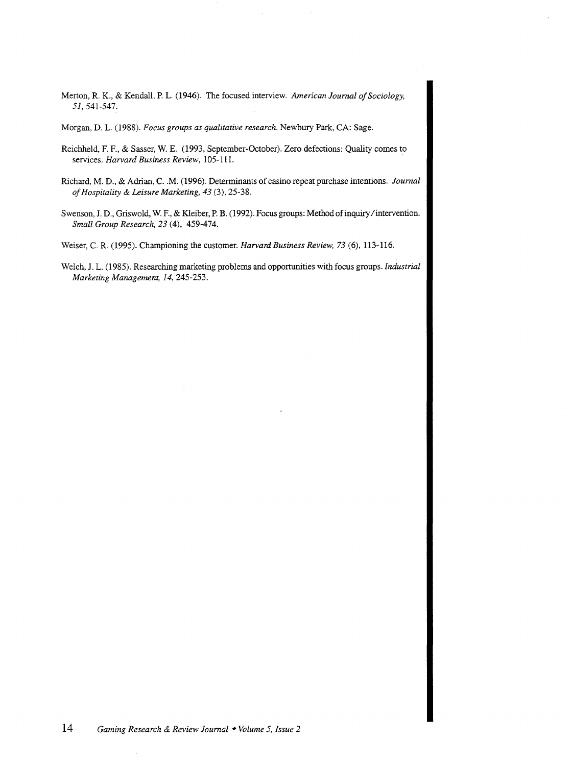Merton, R. K., & Kendall, P. L. (1946). The focused interview. *American Journal of Sociology, 51*, 541-547.

Morgan, D. L. (1988). *Focus groups as qualitative research.* Newbury Park, CA: Sage.

Reichheld, F. F., & Sasser, W. E. (1993, September-October). Zero defections: Quality comes to services. *Harvard Business Review*, 105-111.

Richard, M. D., & Adrian, C. .M. (1996). Determinants of casino repeat purchase intentions. *Journal of Hospitality & Leisure Marketing, 43* (3), 25-38.

Swenson, J. D., Griswold, W. F., & Kleiber, P. B. (1992). Focus groups: Method of inquiry/intervention. *Small Group Research, 23* (4), 459-474.

Weiser, C. R. (1995). Championing the customer. *Harvard Business Review, 73* (6), 113-116.

Welch, J. L. (1985). Researching marketing problems and opportunities with focus groups. *Industrial Marketing Management, 14*, 245-253.